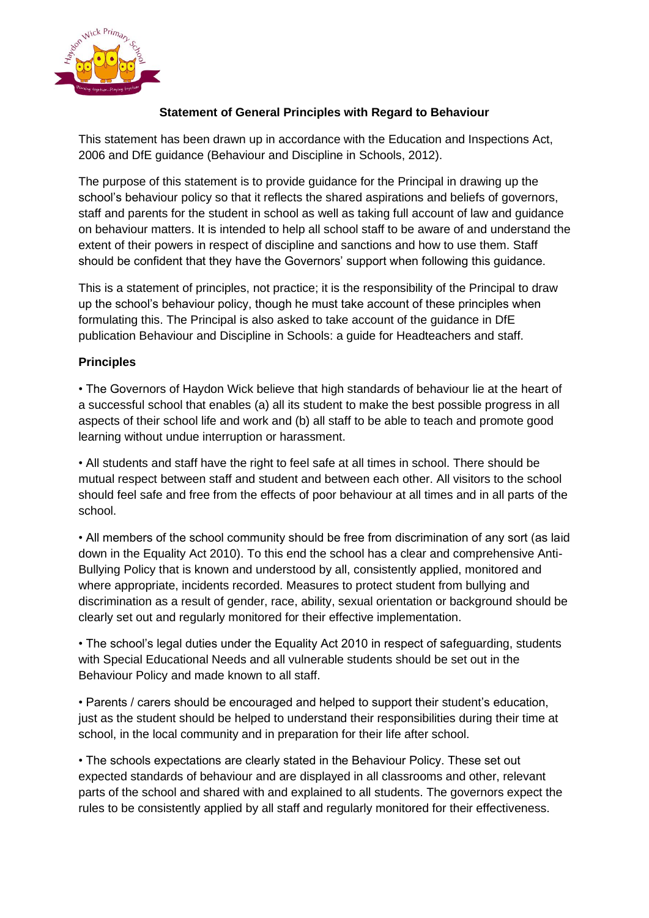## Statement of General Principles with Regard to Behaviour

This statement has been drawn up in accordance with the Education and Inspections Act, 2006 and DfE guidance (Behaviour and Discipline in Schools, 2012).

The purpose of this statement is to provide guidance for the Principal in drawing up the school's behaviour policy so that it reflects the shared aspirations and beliefs of governors, staff and parents for the student in school as well as taking full account of law and guidance on behaviour matters. It is intended to help all school staff to be aware of and understand the extent of their powers in respect of discipline and sanctions and how to use them. Staff should be confident that they have the Governors' support when following this guidance.

This is a statement of principles, not practice; it is the responsibility of the Principal to draw up the school's behaviour policy, though he must take account of these principles when formulating this. The Principal is also asked to take account of the guidance in DfE publication Behaviour and Discipline in Schools: a guide for Headteachers and staff.

### Principles

- The Governors of Haydon Wick believe that high standards of behaviour lie at the heart of a successful school that enables (a) all its student to make the best possible progress in all aspects of their school life and work and (b) all staff to be able to teach and promote good learning without undue interruption or harassment.

- All students and staff have the right to feel safe at all times in school. There should be mutual respect between staff and student and between each other. All visitors to the school should feel safe and free from the effects of poor behaviour at all times and in all parts of the school.

- All members of the school community should be free from discrimination of any sort (as laid down in the Equality Act 2010). To this end the school has a clear and comprehensive Anti-Bullying Policy that is known and understood by all, consistently applied, monitored and where appropriate, incidents recorded. Measures to protect student from bullying and discrimination as a result of gender, race, ability, sexual orientation or background should be clearly set out and regularly monitored for their effective implementation.

- The school's legal duties under the Equality Act 2010 in respect of safeguarding, students with Special Educational Needs and all vulnerable students should be set out in the Behaviour Policy and made known to all staff.

- Parents / carers should be encouraged and helped to support their student's education, just as the student should be helped to understand their responsibilities during their time at school, in the local community and in preparation for their life after school.

- The schools expectations are clearly stated in the Behaviour Policy. These set out expected standards of behaviour and are displayed in all classrooms and other, relevant parts of the school and shared with and explained to all students. The governors expect the rules to be consistently applied by all staff and regularly monitored for their effectiveness.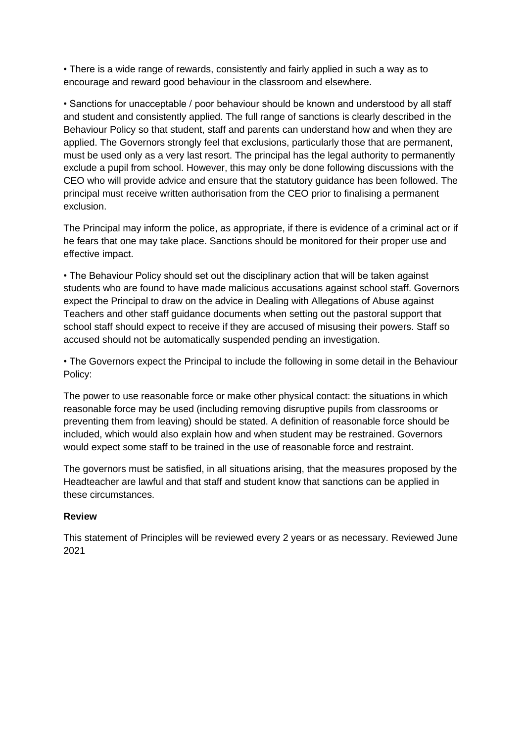• There is a wide range of rewards, consistently and fairly applied in such a way as to encourage and reward good behaviour in the classroom and elsewhere.

• Sanctions for unacceptable / poor behaviour should be known and understood by all staff and student and consistently applied. The full range of sanctions is clearly described in the Behaviour Policy so that student, staff and parents can understand how and when they are applied. The Governors strongly feel that exclusions, particularly those that are permanent, must be used only as a very last resort. The principal has the legal authority to permanently exclude a pupil from school. However, this may only be done following discussions with the CEO who will provide advice and ensure that the statutory guidance has been followed. The principal must receive written authorisation from the CEO prior to finalising a permanent exclusion.

The Principal may inform the police, as appropriate, if there is evidence of a criminal act or if he fears that one may take place. Sanctions should be monitored for their proper use and effective impact.

• The Behaviour Policy should set out the disciplinary action that will be taken against students who are found to have made malicious accusations against school staff. Governors expect the Principal to draw on the advice in Dealing with Allegations of Abuse against Teachers and other staff guidance documents when setting out the pastoral support that school staff should expect to receive if they are accused of misusing their powers. Staff so accused should not be automatically suspended pending an investigation.

• The Governors expect the Principal to include the following in some detail in the Behaviour Policy:

The power to use reasonable force or make other physical contact: the situations in which reasonable force may be used (including removing disruptive pupils from classrooms or preventing them from leaving) should be stated. A definition of reasonable force should be included, which would also explain how and when student may be restrained. Governors would expect some staff to be trained in the use of reasonable force and restraint.

The governors must be satisfied, in all situations arising, that the measures proposed by the Headteacher are lawful and that staff and student know that sanctions can be applied in these circumstances.

**Review**

This statement of Principles will be reviewed every 2 years or as necessary. Reviewed June 2021